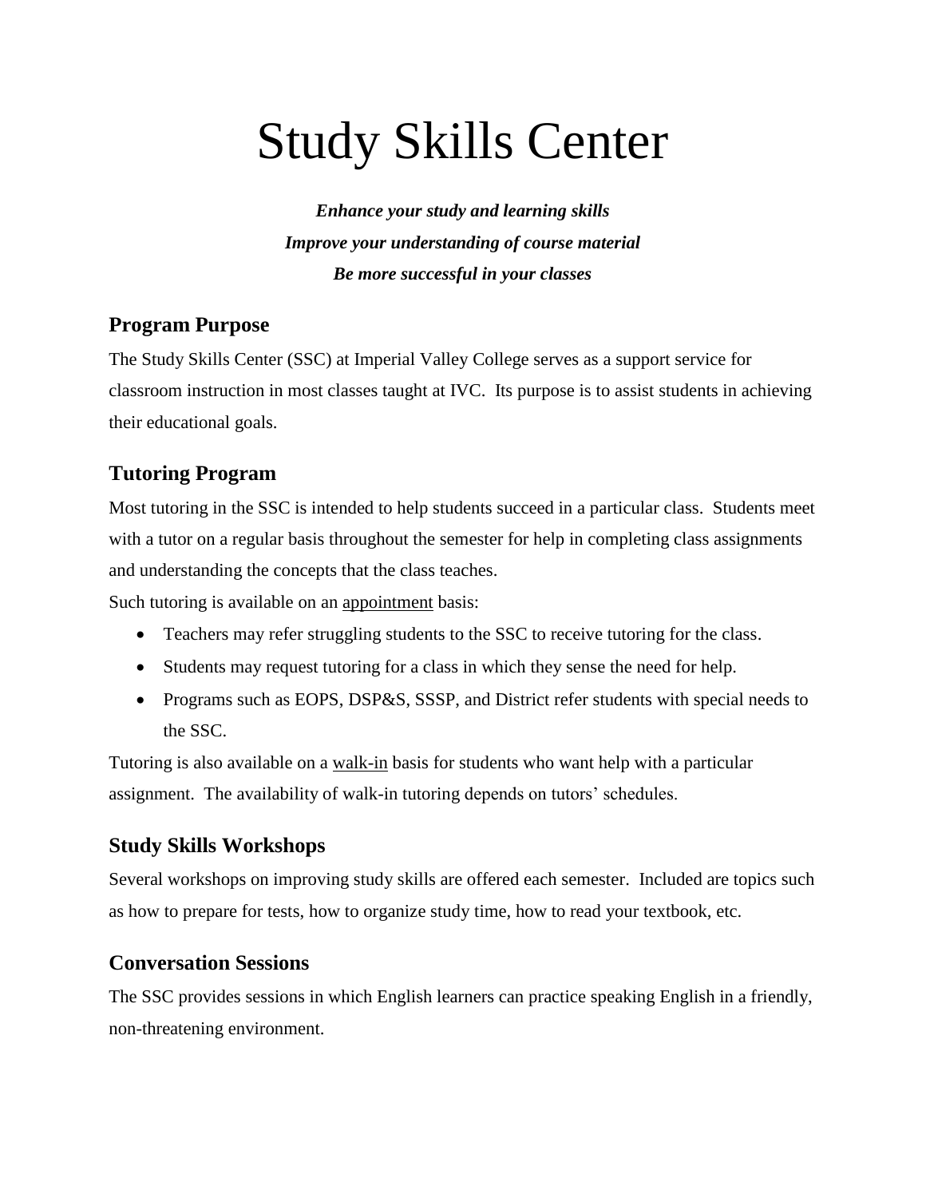# Study Skills Center

***Enhance your study and learning skills***

***Improve your understanding of course material***

***Be more successful in your classes***

## Program Purpose

The Study Skills Center (SSC) at Imperial Valley College serves as a support service for classroom instruction in most classes taught at IVC. Its purpose is to assist students in achieving their educational goals.

## Tutoring Program

Most tutoring in the SSC is intended to help students succeed in a particular class. Students meet with a tutor on a regular basis throughout the semester for help in completing class assignments and understanding the concepts that the class teaches.

Such tutoring is available on an <u>appointment</u> basis:

- Teachers may refer struggling students to the SSC to receive tutoring for the class.
- Students may request tutoring for a class in which they sense the need for help.
- Programs such as EOPS, DSP&S, SSSP, and District refer students with special needs to the SSC.

Tutoring is also available on a <u>walk-in</u> basis for students who want help with a particular assignment. The availability of walk-in tutoring depends on tutors' schedules.

## Study Skills Workshops

Several workshops on improving study skills are offered each semester. Included are topics such as how to prepare for tests, how to organize study time, how to read your textbook, etc.

## Conversation Sessions

The SSC provides sessions in which English learners can practice speaking English in a friendly, non-threatening environment.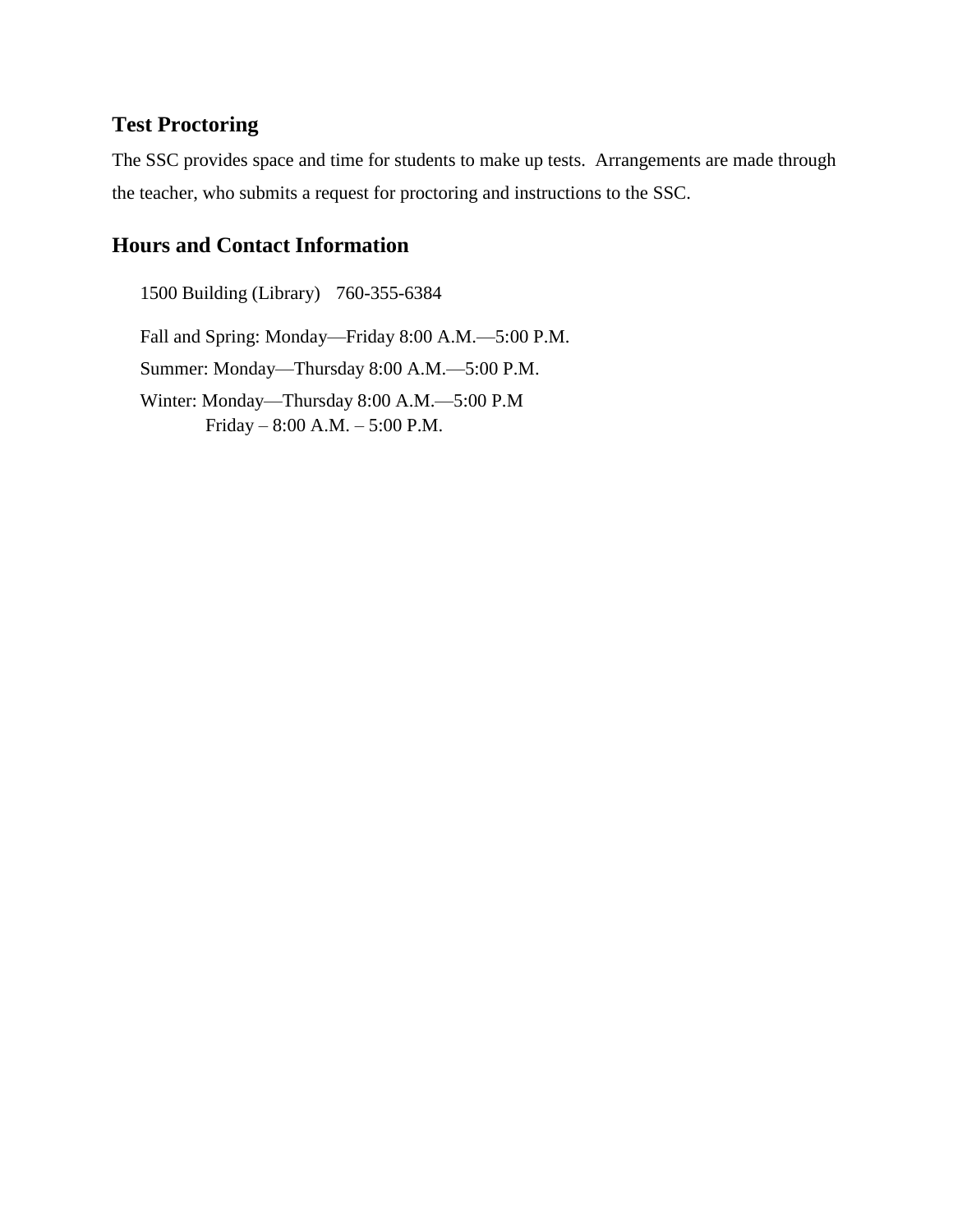## Test Proctoring

The SSC provides space and time for students to make up tests. Arrangements are made through the teacher, who submits a request for proctoring and instructions to the SSC.

## Hours and Contact Information

1500 Building (Library)  760-355-6384

Fall and Spring: Monday—Friday 8:00 A.M.—5:00 P.M.

Summer: Monday—Thursday 8:00 A.M.—5:00 P.M.

Winter: Monday—Thursday 8:00 A.M.—5:00 P.M
Friday – 8:00 A.M. – 5:00 P.M.